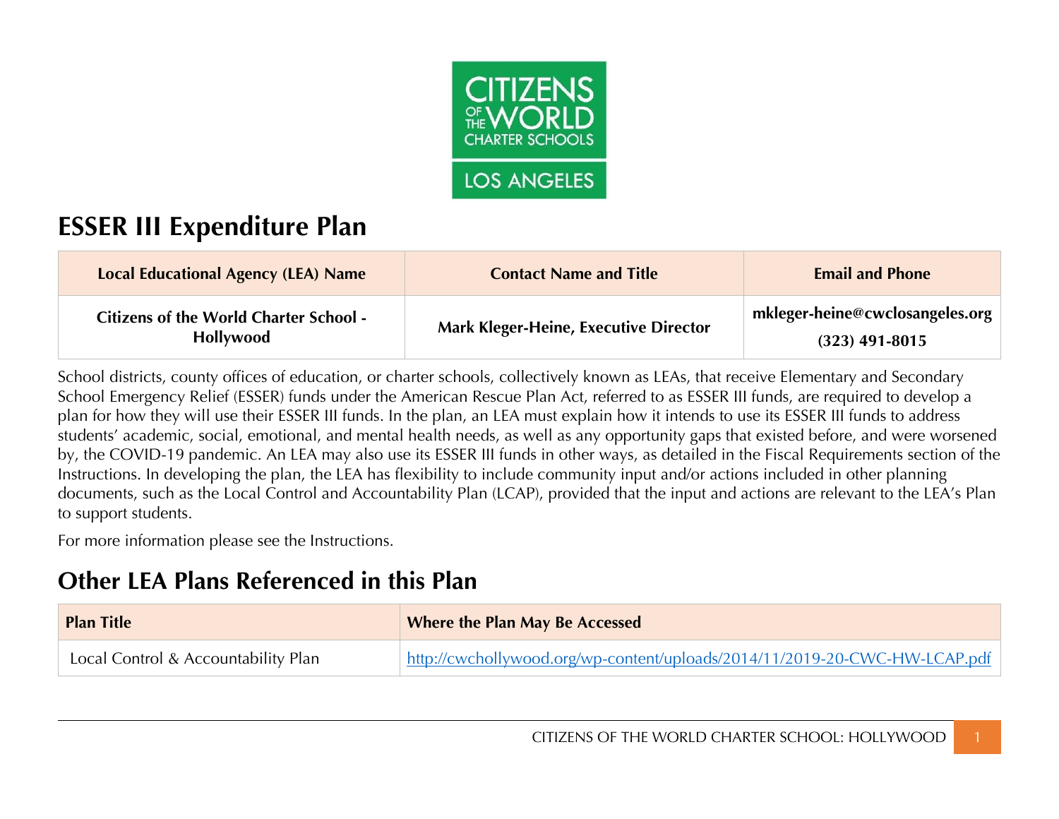# ESSER III Expenditure Plan

| Local Educational Agency (LEA) Name | Contact Name and Title | Email and Phone |
|---|---|---|
| **Citizens of the World Charter School - Hollywood** | **Mark Kleger-Heine, Executive Director** | **mkleger-heine@cwclosangeles.org** **(323) 491-8015** |

School districts, county offices of education, or charter schools, collectively known as LEAs, that receive Elementary and Secondary School Emergency Relief (ESSER) funds under the American Rescue Plan Act, referred to as ESSER III funds, are required to develop a plan for how they will use their ESSER III funds. In the plan, an LEA must explain how it intends to use its ESSER III funds to address students' academic, social, emotional, and mental health needs, as well as any opportunity gaps that existed before, and were worsened by, the COVID-19 pandemic. An LEA may also use its ESSER III funds in other ways, as detailed in the Fiscal Requirements section of the Instructions. In developing the plan, the LEA has flexibility to include community input and/or actions included in other planning documents, such as the Local Control and Accountability Plan (LCAP), provided that the input and actions are relevant to the LEA's Plan to support students.

For more information please see the Instructions.

## Other LEA Plans Referenced in this Plan

| Plan Title | Where the Plan May Be Accessed |
|---|---|
| Local Control & Accountability Plan | http://cwchollywood.org/wp-content/uploads/2014/11/2019-20-CWC-HW-LCAP.pdf |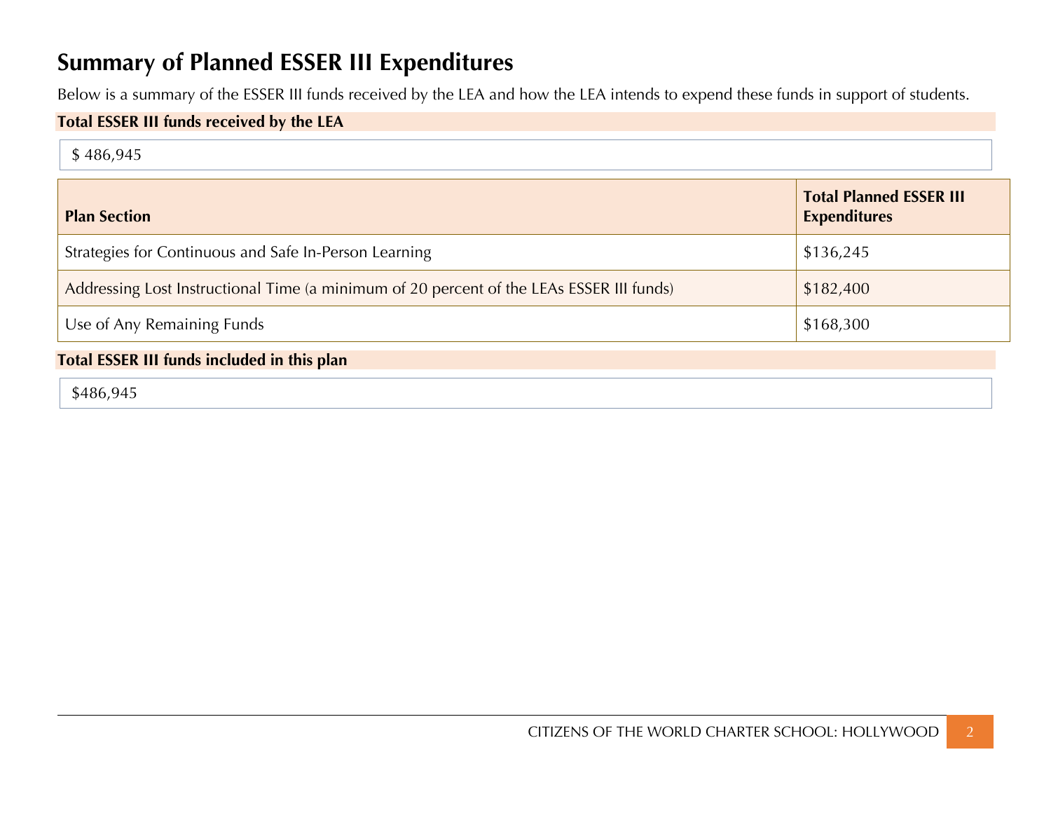## Summary of Planned ESSER III Expenditures

Below is a summary of the ESSER III funds received by the LEA and how the LEA intends to expend these funds in support of students.

**Total ESSER III funds received by the LEA**

$ 486,945

| Plan Section | Total Planned ESSER III Expenditures |
| --- | --- |
| Strategies for Continuous and Safe In-Person Learning | $136,245 |
| Addressing Lost Instructional Time (a minimum of 20 percent of the LEAs ESSER III funds) | $182,400 |
| Use of Any Remaining Funds | $168,300 |

**Total ESSER III funds included in this plan**

$486,945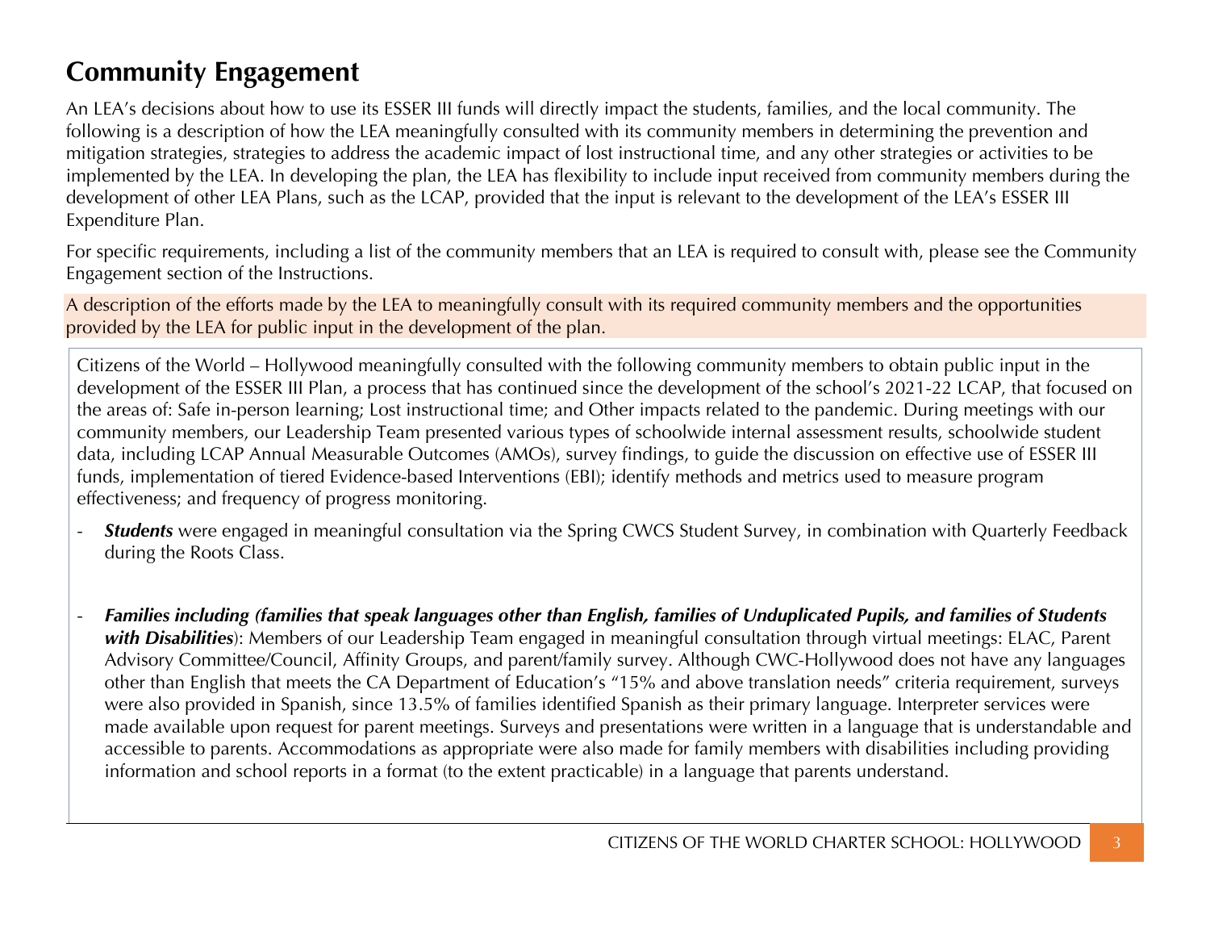# Community Engagement

An LEA's decisions about how to use its ESSER III funds will directly impact the students, families, and the local community. The following is a description of how the LEA meaningfully consulted with its community members in determining the prevention and mitigation strategies, strategies to address the academic impact of lost instructional time, and any other strategies or activities to be implemented by the LEA. In developing the plan, the LEA has flexibility to include input received from community members during the development of other LEA Plans, such as the LCAP, provided that the input is relevant to the development of the LEA's ESSER III Expenditure Plan.

For specific requirements, including a list of the community members that an LEA is required to consult with, please see the Community Engagement section of the Instructions.

A description of the efforts made by the LEA to meaningfully consult with its required community members and the opportunities provided by the LEA for public input in the development of the plan.

Citizens of the World – Hollywood meaningfully consulted with the following community members to obtain public input in the development of the ESSER III Plan, a process that has continued since the development of the school's 2021-22 LCAP, that focused on the areas of: Safe in-person learning; Lost instructional time; and Other impacts related to the pandemic. During meetings with our community members, our Leadership Team presented various types of schoolwide internal assessment results, schoolwide student data, including LCAP Annual Measurable Outcomes (AMOs), survey findings, to guide the discussion on effective use of ESSER III funds, implementation of tiered Evidence-based Interventions (EBI); identify methods and metrics used to measure program effectiveness; and frequency of progress monitoring.

- ***Students*** were engaged in meaningful consultation via the Spring CWCS Student Survey, in combination with Quarterly Feedback during the Roots Class.

- ***Families including (families that speak languages other than English, families of Unduplicated Pupils, and families of Students with Disabilities***): Members of our Leadership Team engaged in meaningful consultation through virtual meetings: ELAC, Parent Advisory Committee/Council, Affinity Groups, and parent/family survey. Although CWC-Hollywood does not have any languages other than English that meets the CA Department of Education's "15% and above translation needs" criteria requirement, surveys were also provided in Spanish, since 13.5% of families identified Spanish as their primary language. Interpreter services were made available upon request for parent meetings. Surveys and presentations were written in a language that is understandable and accessible to parents. Accommodations as appropriate were also made for family members with disabilities including providing information and school reports in a format (to the extent practicable) in a language that parents understand.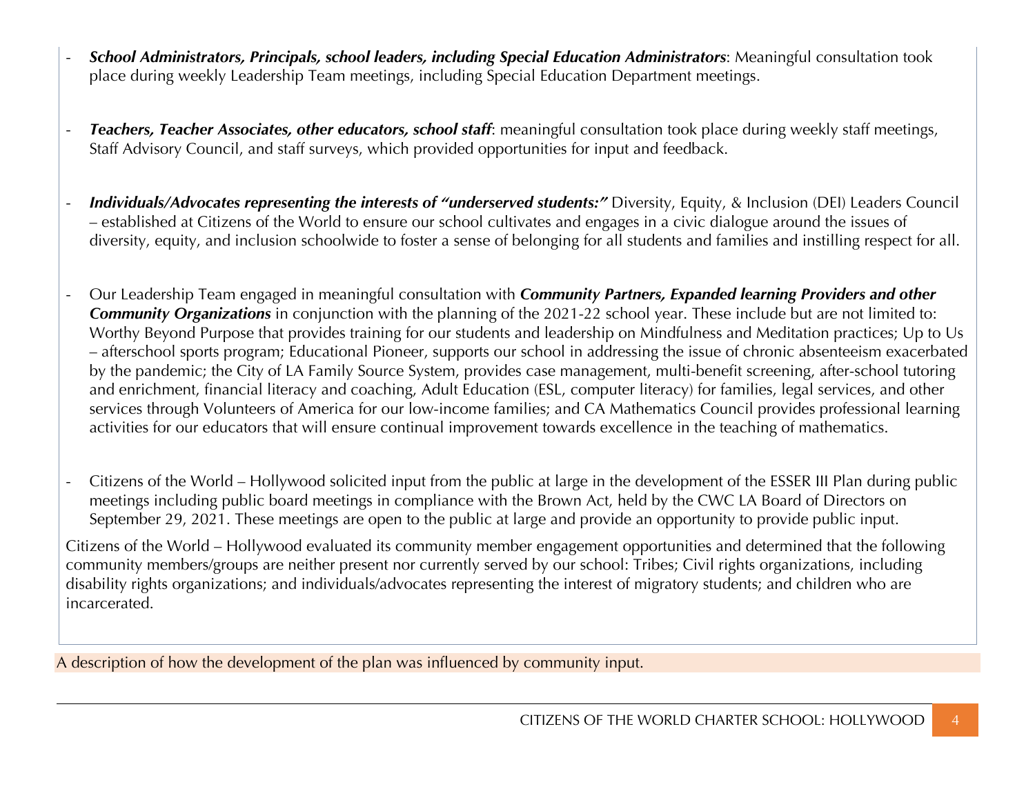- ***School Administrators, Principals, school leaders, including Special Education Administrators***: Meaningful consultation took place during weekly Leadership Team meetings, including Special Education Department meetings.

- ***Teachers, Teacher Associates, other educators, school staff***: meaningful consultation took place during weekly staff meetings, Staff Advisory Council, and staff surveys, which provided opportunities for input and feedback.

- ***Individuals/Advocates representing the interests of "underserved students:"*** Diversity, Equity, & Inclusion (DEI) Leaders Council – established at Citizens of the World to ensure our school cultivates and engages in a civic dialogue around the issues of diversity, equity, and inclusion schoolwide to foster a sense of belonging for all students and families and instilling respect for all.

- Our Leadership Team engaged in meaningful consultation with ***Community Partners, Expanded learning Providers and other Community Organizations*** in conjunction with the planning of the 2021-22 school year. These include but are not limited to: Worthy Beyond Purpose that provides training for our students and leadership on Mindfulness and Meditation practices; Up to Us – afterschool sports program; Educational Pioneer, supports our school in addressing the issue of chronic absenteeism exacerbated by the pandemic; the City of LA Family Source System, provides case management, multi-benefit screening, after-school tutoring and enrichment, financial literacy and coaching, Adult Education (ESL, computer literacy) for families, legal services, and other services through Volunteers of America for our low-income families; and CA Mathematics Council provides professional learning activities for our educators that will ensure continual improvement towards excellence in the teaching of mathematics.

- Citizens of the World – Hollywood solicited input from the public at large in the development of the ESSER III Plan during public meetings including public board meetings in compliance with the Brown Act, held by the CWC LA Board of Directors on September 29, 2021. These meetings are open to the public at large and provide an opportunity to provide public input.

Citizens of the World – Hollywood evaluated its community member engagement opportunities and determined that the following community members/groups are neither present nor currently served by our school: Tribes; Civil rights organizations, including disability rights organizations; and individuals/advocates representing the interest of migratory students; and children who are incarcerated.

A description of how the development of the plan was influenced by community input.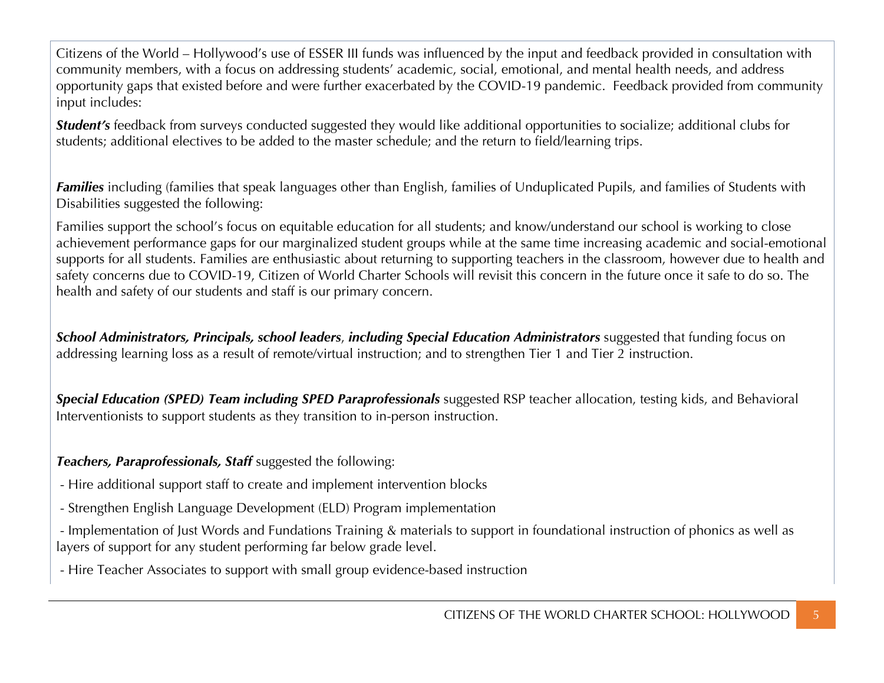Citizens of the World – Hollywood's use of ESSER III funds was influenced by the input and feedback provided in consultation with community members, with a focus on addressing students' academic, social, emotional, and mental health needs, and address opportunity gaps that existed before and were further exacerbated by the COVID-19 pandemic. Feedback provided from community input includes:

***Student's*** feedback from surveys conducted suggested they would like additional opportunities to socialize; additional clubs for students; additional electives to be added to the master schedule; and the return to field/learning trips.

***Families*** including (families that speak languages other than English, families of Unduplicated Pupils, and families of Students with Disabilities suggested the following:

Families support the school's focus on equitable education for all students; and know/understand our school is working to close achievement performance gaps for our marginalized student groups while at the same time increasing academic and social-emotional supports for all students. Families are enthusiastic about returning to supporting teachers in the classroom, however due to health and safety concerns due to COVID-19, Citizen of World Charter Schools will revisit this concern in the future once it safe to do so. The health and safety of our students and staff is our primary concern.

***School Administrators, Principals, school leaders**, **including Special Education Administrators*** suggested that funding focus on addressing learning loss as a result of remote/virtual instruction; and to strengthen Tier 1 and Tier 2 instruction.

***Special Education (SPED) Team including SPED Paraprofessionals*** suggested RSP teacher allocation, testing kids, and Behavioral Interventionists to support students as they transition to in-person instruction.

***Teachers, Paraprofessionals, Staff*** suggested the following:

- Hire additional support staff to create and implement intervention blocks
- Strengthen English Language Development (ELD) Program implementation
- Implementation of Just Words and Fundations Training & materials to support in foundational instruction of phonics as well as layers of support for any student performing far below grade level.
- Hire Teacher Associates to support with small group evidence-based instruction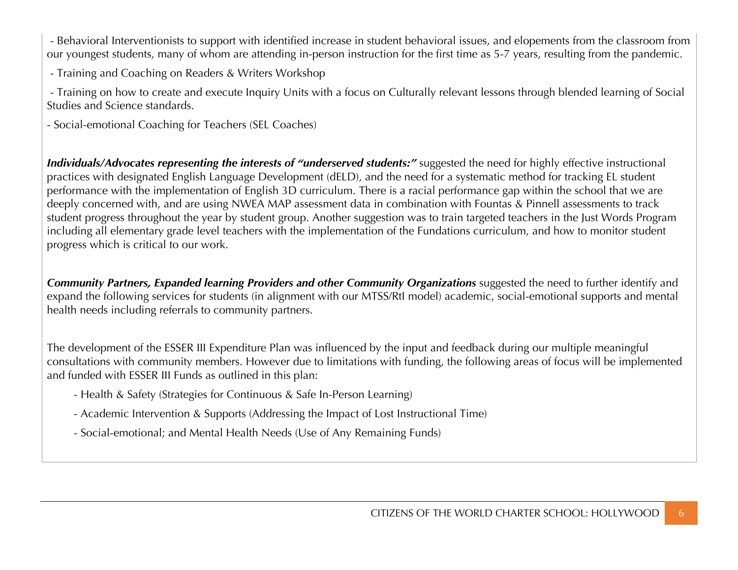- Behavioral Interventionists to support with identified increase in student behavioral issues, and elopements from the classroom from our youngest students, many of whom are attending in-person instruction for the first time as 5-7 years, resulting from the pandemic.

- Training and Coaching on Readers & Writers Workshop

- Training on how to create and execute Inquiry Units with a focus on Culturally relevant lessons through blended learning of Social Studies and Science standards.

- Social-emotional Coaching for Teachers (SEL Coaches)

***Individuals/Advocates representing the interests of "underserved students:"*** suggested the need for highly effective instructional practices with designated English Language Development (dELD), and the need for a systematic method for tracking EL student performance with the implementation of English 3D curriculum. There is a racial performance gap within the school that we are deeply concerned with, and are using NWEA MAP assessment data in combination with Fountas & Pinnell assessments to track student progress throughout the year by student group. Another suggestion was to train targeted teachers in the Just Words Program including all elementary grade level teachers with the implementation of the Fundations curriculum, and how to monitor student progress which is critical to our work.

***Community Partners, Expanded learning Providers and other Community Organizations*** suggested the need to further identify and expand the following services for students (in alignment with our MTSS/RtI model) academic, social-emotional supports and mental health needs including referrals to community partners.

The development of the ESSER III Expenditure Plan was influenced by the input and feedback during our multiple meaningful consultations with community members. However due to limitations with funding, the following areas of focus will be implemented and funded with ESSER III Funds as outlined in this plan:

- Health & Safety (Strategies for Continuous & Safe In-Person Learning)
- Academic Intervention & Supports (Addressing the Impact of Lost Instructional Time)
- Social-emotional; and Mental Health Needs (Use of Any Remaining Funds)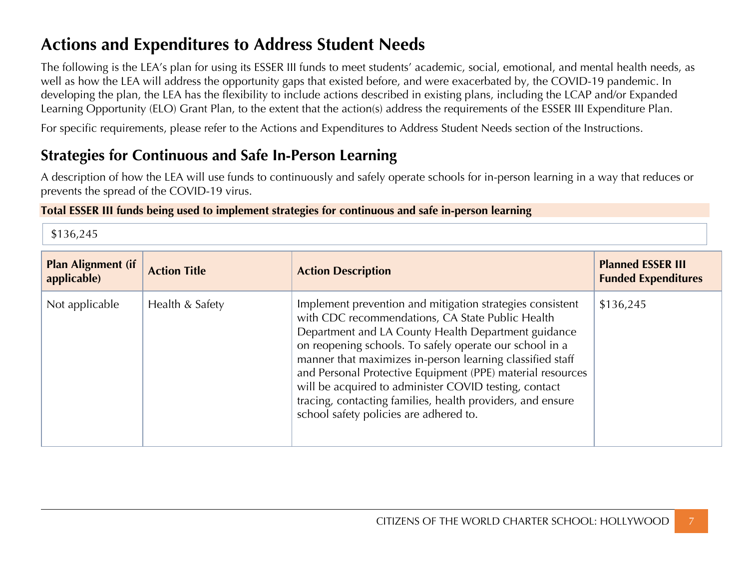## Actions and Expenditures to Address Student Needs

The following is the LEA's plan for using its ESSER III funds to meet students' academic, social, emotional, and mental health needs, as well as how the LEA will address the opportunity gaps that existed before, and were exacerbated by, the COVID-19 pandemic. In developing the plan, the LEA has the flexibility to include actions described in existing plans, including the LCAP and/or Expanded Learning Opportunity (ELO) Grant Plan, to the extent that the action(s) address the requirements of the ESSER III Expenditure Plan.

For specific requirements, please refer to the Actions and Expenditures to Address Student Needs section of the Instructions.

## Strategies for Continuous and Safe In-Person Learning

A description of how the LEA will use funds to continuously and safely operate schools for in-person learning in a way that reduces or prevents the spread of the COVID-19 virus.

**Total ESSER III funds being used to implement strategies for continuous and safe in-person learning**

$136,245

| Plan Alignment (if applicable) | Action Title | Action Description | Planned ESSER III Funded Expenditures |
|---|---|---|---|
| Not applicable | Health & Safety | Implement prevention and mitigation strategies consistent with CDC recommendations, CA State Public Health Department and LA County Health Department guidance on reopening schools. To safely operate our school in a manner that maximizes in-person learning classified staff and Personal Protective Equipment (PPE) material resources will be acquired to administer COVID testing, contact tracing, contacting families, health providers, and ensure school safety policies are adhered to. | $136,245 |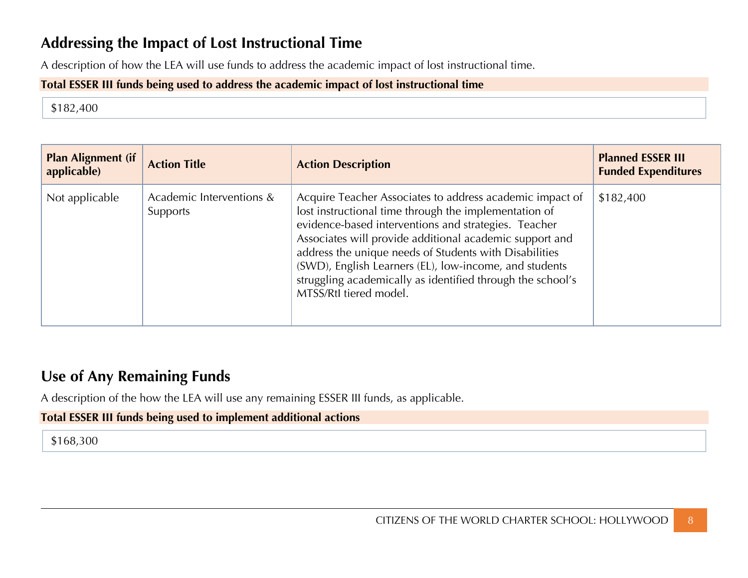## Addressing the Impact of Lost Instructional Time

A description of how the LEA will use funds to address the academic impact of lost instructional time.

**Total ESSER III funds being used to address the academic impact of lost instructional time**

$182,400

| Plan Alignment (if applicable) | Action Title | Action Description | Planned ESSER III Funded Expenditures |
| --- | --- | --- | --- |
| Not applicable | Academic Interventions & Supports | Acquire Teacher Associates to address academic impact of lost instructional time through the implementation of evidence-based interventions and strategies. Teacher Associates will provide additional academic support and address the unique needs of Students with Disabilities (SWD), English Learners (EL), low-income, and students struggling academically as identified through the school's MTSS/RtI tiered model. | $182,400 |

## Use of Any Remaining Funds

A description of the how the LEA will use any remaining ESSER III funds, as applicable.

**Total ESSER III funds being used to implement additional actions**

$168,300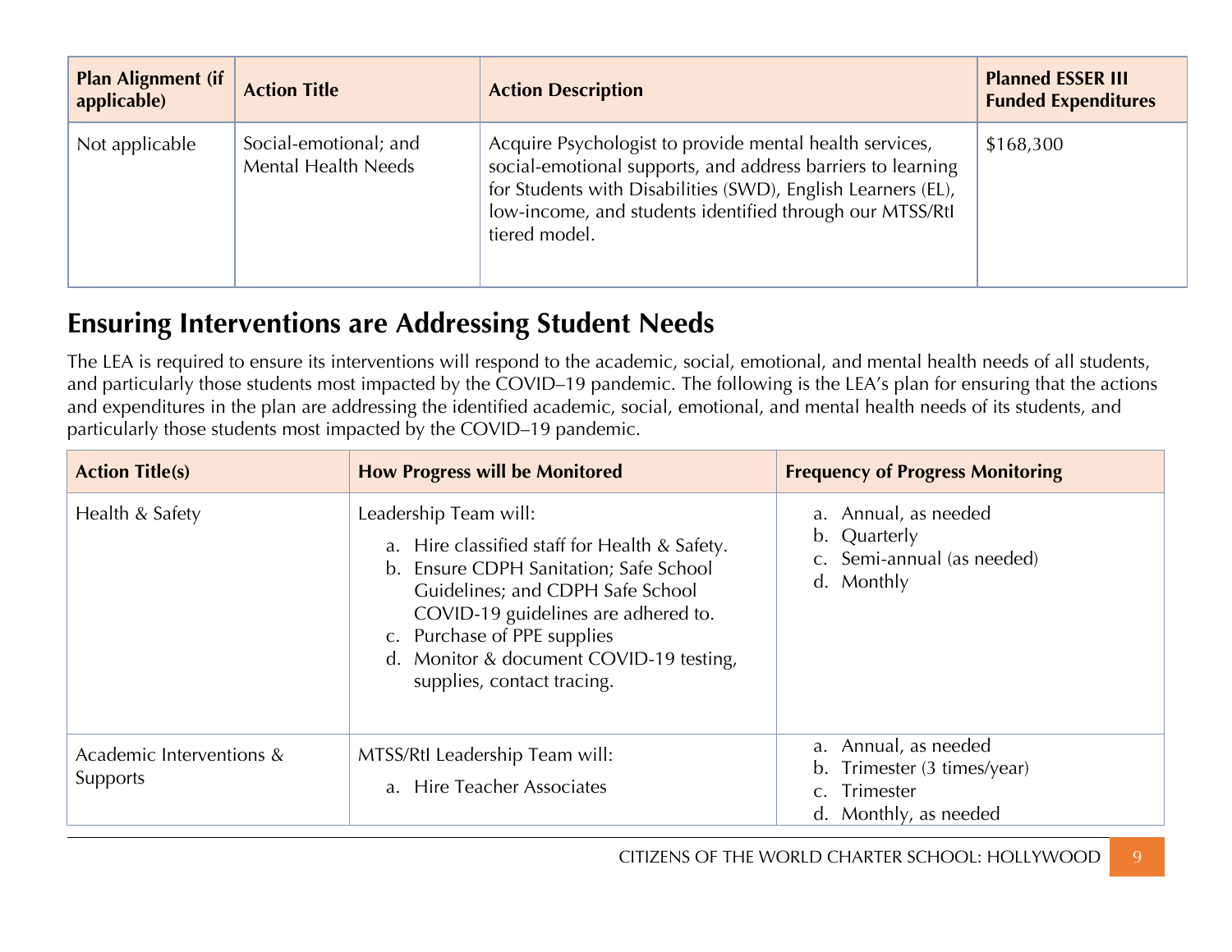| Plan Alignment (if applicable) | Action Title | Action Description | Planned ESSER III Funded Expenditures |
|---|---|---|---|
| Not applicable | Social-emotional; and Mental Health Needs | Acquire Psychologist to provide mental health services, social-emotional supports, and address barriers to learning for Students with Disabilities (SWD), English Learners (EL), low-income, and students identified through our MTSS/RtI tiered model. | $168,300 |

## Ensuring Interventions are Addressing Student Needs

The LEA is required to ensure its interventions will respond to the academic, social, emotional, and mental health needs of all students, and particularly those students most impacted by the COVID–19 pandemic. The following is the LEA's plan for ensuring that the actions and expenditures in the plan are addressing the identified academic, social, emotional, and mental health needs of its students, and particularly those students most impacted by the COVID–19 pandemic.

| Action Title(s) | How Progress will be Monitored | Frequency of Progress Monitoring |
|---|---|---|
| Health & Safety | Leadership Team will:<br>a. Hire classified staff for Health & Safety.<br>b. Ensure CDPH Sanitation; Safe School Guidelines; and CDPH Safe School COVID-19 guidelines are adhered to.<br>c. Purchase of PPE supplies<br>d. Monitor & document COVID-19 testing, supplies, contact tracing. | a. Annual, as needed<br>b. Quarterly<br>c. Semi-annual (as needed)<br>d. Monthly |
| Academic Interventions & Supports | MTSS/RtI Leadership Team will:<br>a. Hire Teacher Associates | a. Annual, as needed<br>b. Trimester (3 times/year)<br>c. Trimester<br>d. Monthly, as needed |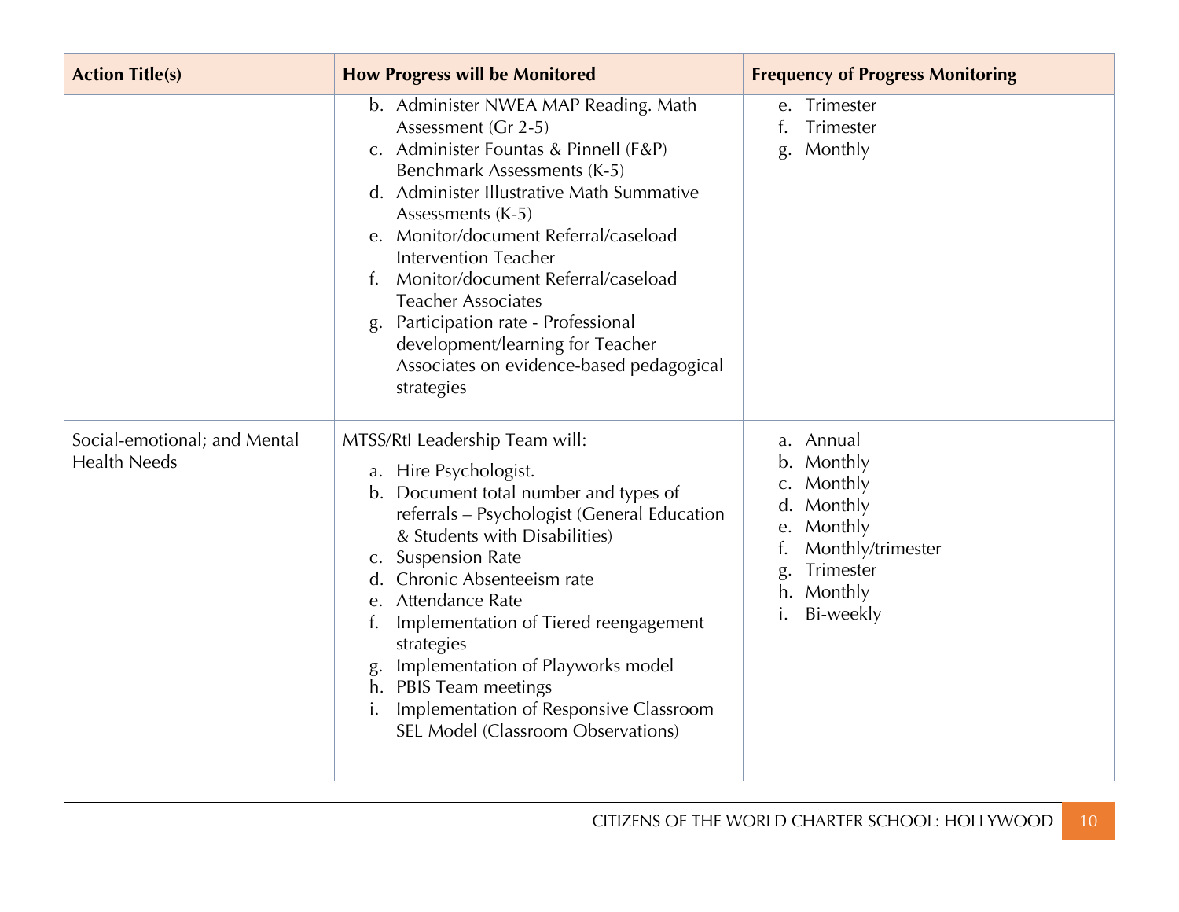| Action Title(s) | How Progress will be Monitored | Frequency of Progress Monitoring |
|---|---|---|
| | b. Administer NWEA MAP Reading. Math Assessment (Gr 2-5)<br>c. Administer Fountas & Pinnell (F&P) Benchmark Assessments (K-5)<br>d. Administer Illustrative Math Summative Assessments (K-5)<br>e. Monitor/document Referral/caseload Intervention Teacher<br>f. Monitor/document Referral/caseload Teacher Associates<br>g. Participation rate - Professional development/learning for Teacher Associates on evidence-based pedagogical strategies | e. Trimester<br>f. Trimester<br>g. Monthly |
| Social-emotional; and Mental Health Needs | MTSS/RtI Leadership Team will:<br>a. Hire Psychologist.<br>b. Document total number and types of referrals – Psychologist (General Education & Students with Disabilities)<br>c. Suspension Rate<br>d. Chronic Absenteeism rate<br>e. Attendance Rate<br>f. Implementation of Tiered reengagement strategies<br>g. Implementation of Playworks model<br>h. PBIS Team meetings<br>i. Implementation of Responsive Classroom SEL Model (Classroom Observations) | a. Annual<br>b. Monthly<br>c. Monthly<br>d. Monthly<br>e. Monthly<br>f. Monthly/trimester<br>g. Trimester<br>h. Monthly<br>i. Bi-weekly |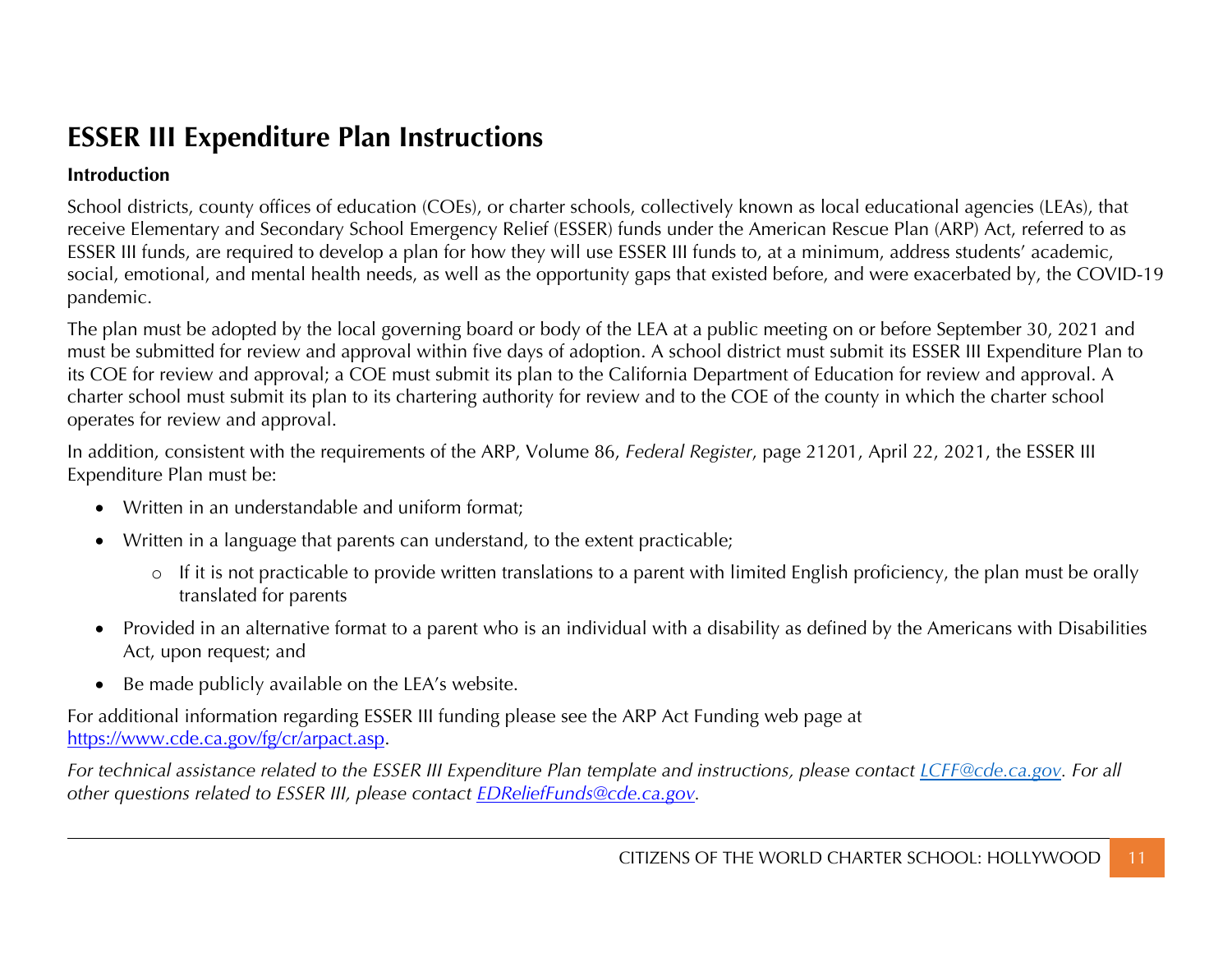# ESSER III Expenditure Plan Instructions

**Introduction**

School districts, county offices of education (COEs), or charter schools, collectively known as local educational agencies (LEAs), that receive Elementary and Secondary School Emergency Relief (ESSER) funds under the American Rescue Plan (ARP) Act, referred to as ESSER III funds, are required to develop a plan for how they will use ESSER III funds to, at a minimum, address students' academic, social, emotional, and mental health needs, as well as the opportunity gaps that existed before, and were exacerbated by, the COVID-19 pandemic.

The plan must be adopted by the local governing board or body of the LEA at a public meeting on or before September 30, 2021 and must be submitted for review and approval within five days of adoption. A school district must submit its ESSER III Expenditure Plan to its COE for review and approval; a COE must submit its plan to the California Department of Education for review and approval. A charter school must submit its plan to its chartering authority for review and to the COE of the county in which the charter school operates for review and approval.

In addition, consistent with the requirements of the ARP, Volume 86, *Federal Register*, page 21201, April 22, 2021, the ESSER III Expenditure Plan must be:

- Written in an understandable and uniform format;
- Written in a language that parents can understand, to the extent practicable;
  - If it is not practicable to provide written translations to a parent with limited English proficiency, the plan must be orally translated for parents
- Provided in an alternative format to a parent who is an individual with a disability as defined by the Americans with Disabilities Act, upon request; and
- Be made publicly available on the LEA's website.

For additional information regarding ESSER III funding please see the ARP Act Funding web page at [https://www.cde.ca.gov/fg/cr/arpact.asp](https://www.cde.ca.gov/fg/cr/arpact.asp).

*For technical assistance related to the ESSER III Expenditure Plan template and instructions, please contact [LCFF@cde.ca.gov](mailto:LCFF@cde.ca.gov). For all other questions related to ESSER III, please contact [EDReliefFunds@cde.ca.gov](mailto:EDReliefFunds@cde.ca.gov).*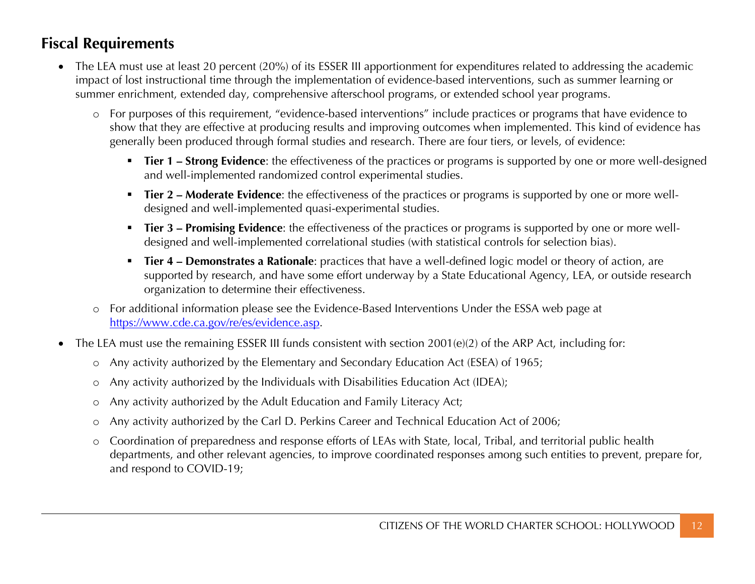## Fiscal Requirements

- The LEA must use at least 20 percent (20%) of its ESSER III apportionment for expenditures related to addressing the academic impact of lost instructional time through the implementation of evidence-based interventions, such as summer learning or summer enrichment, extended day, comprehensive afterschool programs, or extended school year programs.
  - For purposes of this requirement, "evidence-based interventions" include practices or programs that have evidence to show that they are effective at producing results and improving outcomes when implemented. This kind of evidence has generally been produced through formal studies and research. There are four tiers, or levels, of evidence:
    - **Tier 1 – Strong Evidence**: the effectiveness of the practices or programs is supported by one or more well-designed and well-implemented randomized control experimental studies.
    - **Tier 2 – Moderate Evidence**: the effectiveness of the practices or programs is supported by one or more well-designed and well-implemented quasi-experimental studies.
    - **Tier 3 – Promising Evidence**: the effectiveness of the practices or programs is supported by one or more well-designed and well-implemented correlational studies (with statistical controls for selection bias).
    - **Tier 4 – Demonstrates a Rationale**: practices that have a well-defined logic model or theory of action, are supported by research, and have some effort underway by a State Educational Agency, LEA, or outside research organization to determine their effectiveness.
  - For additional information please see the Evidence-Based Interventions Under the ESSA web page at [https://www.cde.ca.gov/re/es/evidence.asp](https://www.cde.ca.gov/re/es/evidence.asp).
- The LEA must use the remaining ESSER III funds consistent with section 2001(e)(2) of the ARP Act, including for:
  - Any activity authorized by the Elementary and Secondary Education Act (ESEA) of 1965;
  - Any activity authorized by the Individuals with Disabilities Education Act (IDEA);
  - Any activity authorized by the Adult Education and Family Literacy Act;
  - Any activity authorized by the Carl D. Perkins Career and Technical Education Act of 2006;
  - Coordination of preparedness and response efforts of LEAs with State, local, Tribal, and territorial public health departments, and other relevant agencies, to improve coordinated responses among such entities to prevent, prepare for, and respond to COVID-19;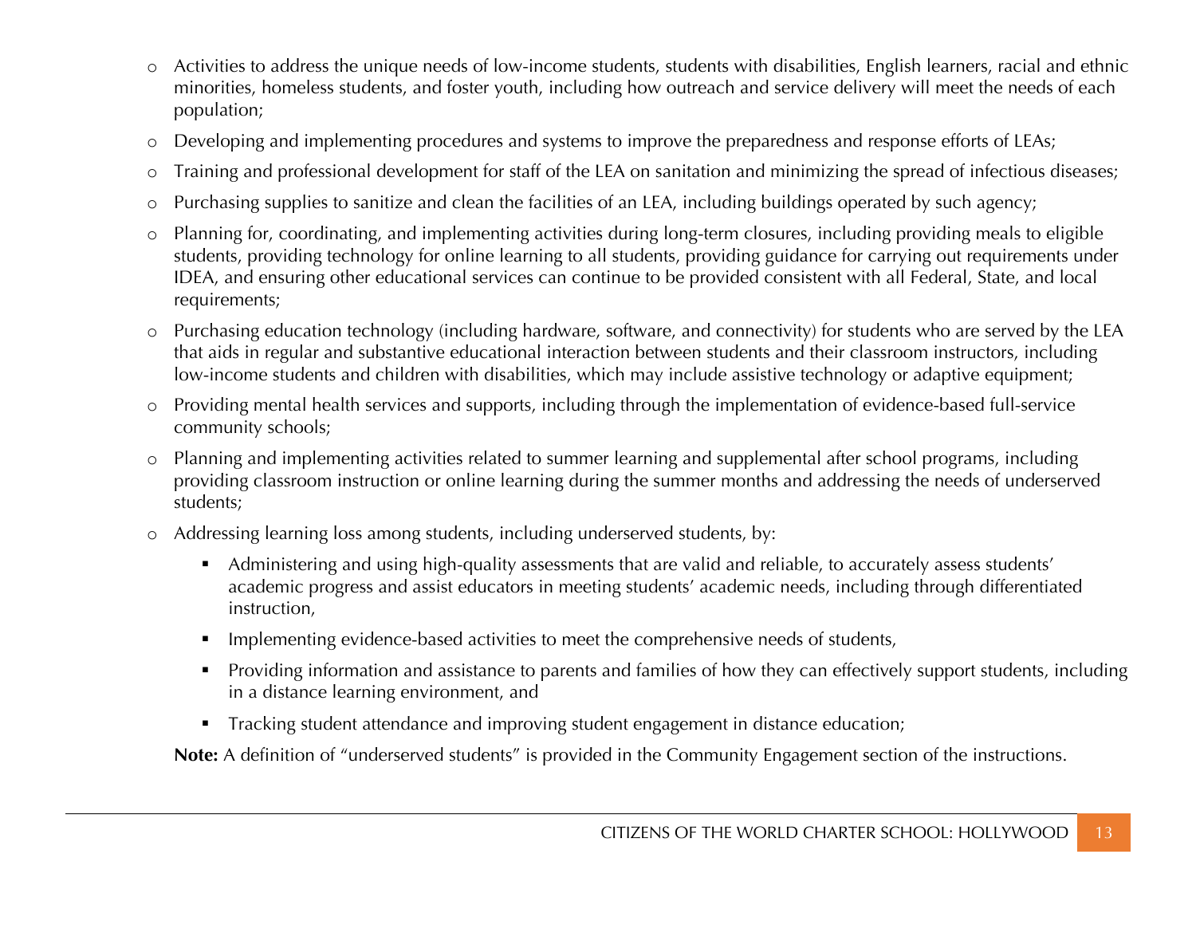- Activities to address the unique needs of low-income students, students with disabilities, English learners, racial and ethnic minorities, homeless students, and foster youth, including how outreach and service delivery will meet the needs of each population;
- Developing and implementing procedures and systems to improve the preparedness and response efforts of LEAs;
- Training and professional development for staff of the LEA on sanitation and minimizing the spread of infectious diseases;
- Purchasing supplies to sanitize and clean the facilities of an LEA, including buildings operated by such agency;
- Planning for, coordinating, and implementing activities during long-term closures, including providing meals to eligible students, providing technology for online learning to all students, providing guidance for carrying out requirements under IDEA, and ensuring other educational services can continue to be provided consistent with all Federal, State, and local requirements;
- Purchasing education technology (including hardware, software, and connectivity) for students who are served by the LEA that aids in regular and substantive educational interaction between students and their classroom instructors, including low-income students and children with disabilities, which may include assistive technology or adaptive equipment;
- Providing mental health services and supports, including through the implementation of evidence-based full-service community schools;
- Planning and implementing activities related to summer learning and supplemental after school programs, including providing classroom instruction or online learning during the summer months and addressing the needs of underserved students;
- Addressing learning loss among students, including underserved students, by:
  - Administering and using high-quality assessments that are valid and reliable, to accurately assess students' academic progress and assist educators in meeting students' academic needs, including through differentiated instruction,
  - Implementing evidence-based activities to meet the comprehensive needs of students,
  - Providing information and assistance to parents and families of how they can effectively support students, including in a distance learning environment, and
  - Tracking student attendance and improving student engagement in distance education;

**Note:** A definition of "underserved students" is provided in the Community Engagement section of the instructions.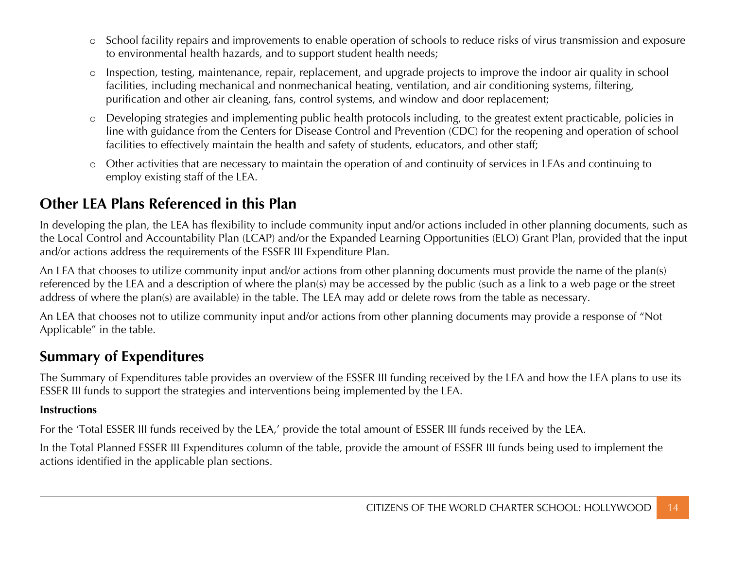- School facility repairs and improvements to enable operation of schools to reduce risks of virus transmission and exposure to environmental health hazards, and to support student health needs;
- Inspection, testing, maintenance, repair, replacement, and upgrade projects to improve the indoor air quality in school facilities, including mechanical and nonmechanical heating, ventilation, and air conditioning systems, filtering, purification and other air cleaning, fans, control systems, and window and door replacement;
- Developing strategies and implementing public health protocols including, to the greatest extent practicable, policies in line with guidance from the Centers for Disease Control and Prevention (CDC) for the reopening and operation of school facilities to effectively maintain the health and safety of students, educators, and other staff;
- Other activities that are necessary to maintain the operation of and continuity of services in LEAs and continuing to employ existing staff of the LEA.

## Other LEA Plans Referenced in this Plan

In developing the plan, the LEA has flexibility to include community input and/or actions included in other planning documents, such as the Local Control and Accountability Plan (LCAP) and/or the Expanded Learning Opportunities (ELO) Grant Plan, provided that the input and/or actions address the requirements of the ESSER III Expenditure Plan.

An LEA that chooses to utilize community input and/or actions from other planning documents must provide the name of the plan(s) referenced by the LEA and a description of where the plan(s) may be accessed by the public (such as a link to a web page or the street address of where the plan(s) are available) in the table. The LEA may add or delete rows from the table as necessary.

An LEA that chooses not to utilize community input and/or actions from other planning documents may provide a response of "Not Applicable" in the table.

## Summary of Expenditures

The Summary of Expenditures table provides an overview of the ESSER III funding received by the LEA and how the LEA plans to use its ESSER III funds to support the strategies and interventions being implemented by the LEA.

**Instructions**

For the 'Total ESSER III funds received by the LEA,' provide the total amount of ESSER III funds received by the LEA.

In the Total Planned ESSER III Expenditures column of the table, provide the amount of ESSER III funds being used to implement the actions identified in the applicable plan sections.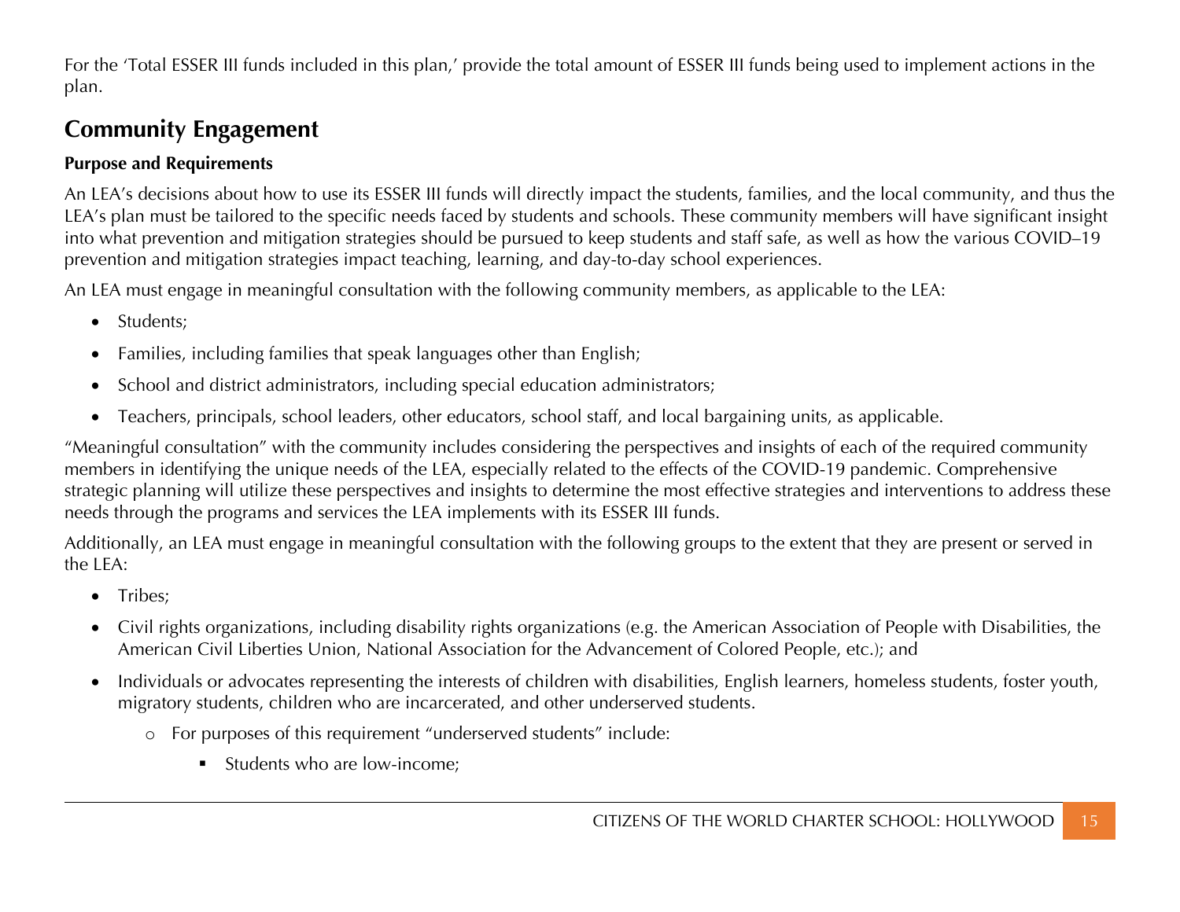For the 'Total ESSER III funds included in this plan,' provide the total amount of ESSER III funds being used to implement actions in the plan.

## Community Engagement

### Purpose and Requirements

An LEA's decisions about how to use its ESSER III funds will directly impact the students, families, and the local community, and thus the LEA's plan must be tailored to the specific needs faced by students and schools. These community members will have significant insight into what prevention and mitigation strategies should be pursued to keep students and staff safe, as well as how the various COVID–19 prevention and mitigation strategies impact teaching, learning, and day-to-day school experiences.

An LEA must engage in meaningful consultation with the following community members, as applicable to the LEA:

- Students;
- Families, including families that speak languages other than English;
- School and district administrators, including special education administrators;
- Teachers, principals, school leaders, other educators, school staff, and local bargaining units, as applicable.

"Meaningful consultation" with the community includes considering the perspectives and insights of each of the required community members in identifying the unique needs of the LEA, especially related to the effects of the COVID-19 pandemic. Comprehensive strategic planning will utilize these perspectives and insights to determine the most effective strategies and interventions to address these needs through the programs and services the LEA implements with its ESSER III funds.

Additionally, an LEA must engage in meaningful consultation with the following groups to the extent that they are present or served in the LEA:

- Tribes;
- Civil rights organizations, including disability rights organizations (e.g. the American Association of People with Disabilities, the American Civil Liberties Union, National Association for the Advancement of Colored People, etc.); and
- Individuals or advocates representing the interests of children with disabilities, English learners, homeless students, foster youth, migratory students, children who are incarcerated, and other underserved students.
  - For purposes of this requirement "underserved students" include:
    - Students who are low-income;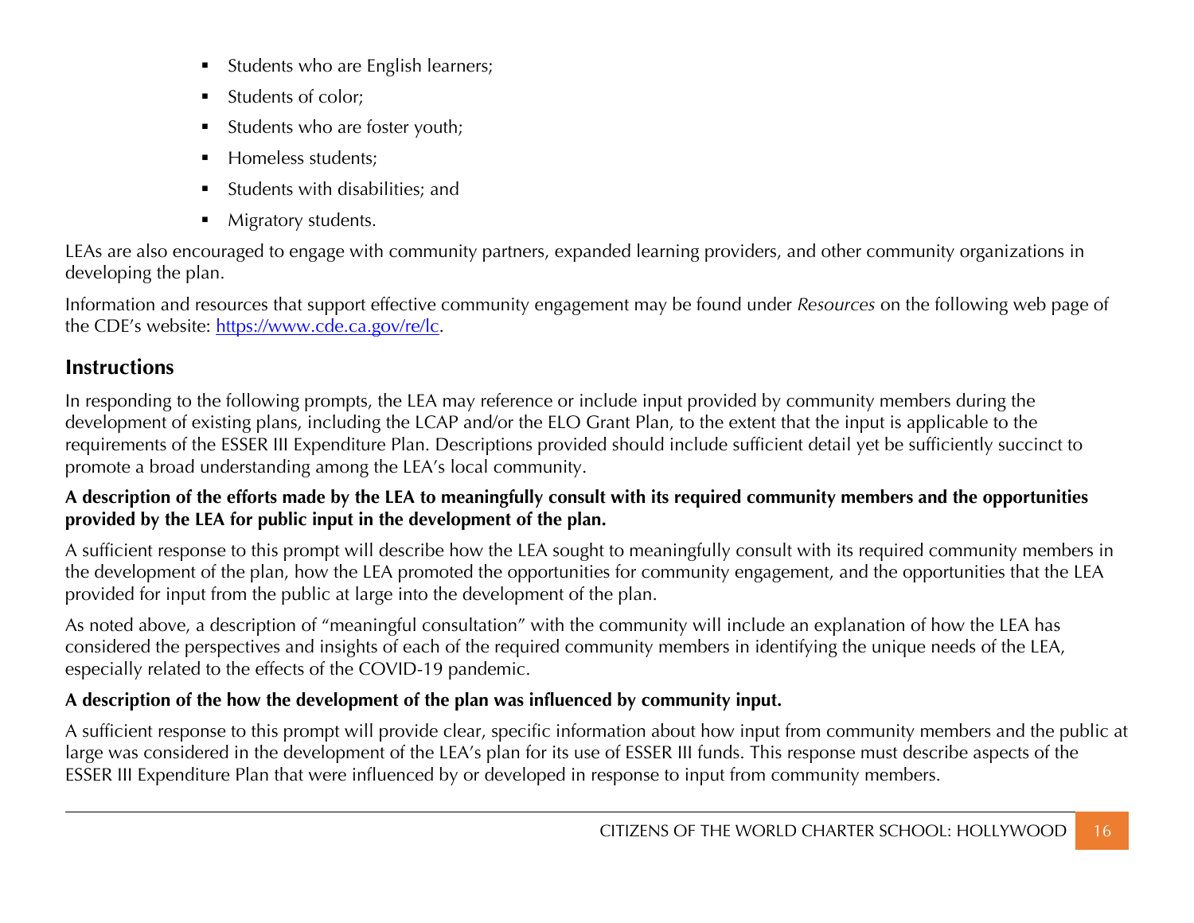- Students who are English learners;
- Students of color;
- Students who are foster youth;
- Homeless students;
- Students with disabilities; and
- Migratory students.

LEAs are also encouraged to engage with community partners, expanded learning providers, and other community organizations in developing the plan.

Information and resources that support effective community engagement may be found under *Resources* on the following web page of the CDE's website: [https://www.cde.ca.gov/re/lc](https://www.cde.ca.gov/re/lc).

## Instructions

In responding to the following prompts, the LEA may reference or include input provided by community members during the development of existing plans, including the LCAP and/or the ELO Grant Plan, to the extent that the input is applicable to the requirements of the ESSER III Expenditure Plan. Descriptions provided should include sufficient detail yet be sufficiently succinct to promote a broad understanding among the LEA's local community.

**A description of the efforts made by the LEA to meaningfully consult with its required community members and the opportunities provided by the LEA for public input in the development of the plan.**

A sufficient response to this prompt will describe how the LEA sought to meaningfully consult with its required community members in the development of the plan, how the LEA promoted the opportunities for community engagement, and the opportunities that the LEA provided for input from the public at large into the development of the plan.

As noted above, a description of "meaningful consultation" with the community will include an explanation of how the LEA has considered the perspectives and insights of each of the required community members in identifying the unique needs of the LEA, especially related to the effects of the COVID-19 pandemic.

**A description of the how the development of the plan was influenced by community input.**

A sufficient response to this prompt will provide clear, specific information about how input from community members and the public at large was considered in the development of the LEA's plan for its use of ESSER III funds. This response must describe aspects of the ESSER III Expenditure Plan that were influenced by or developed in response to input from community members.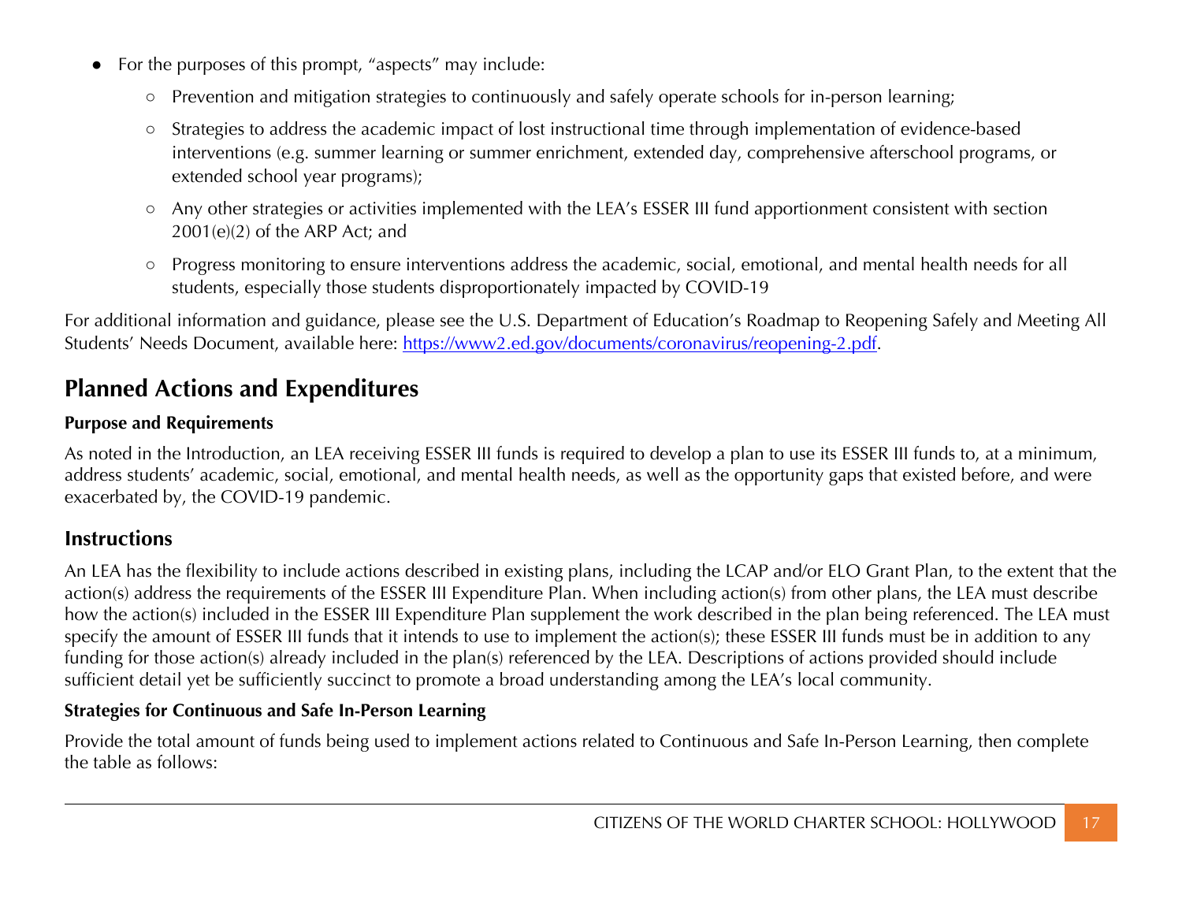- For the purposes of this prompt, "aspects" may include:
  - Prevention and mitigation strategies to continuously and safely operate schools for in-person learning;
  - Strategies to address the academic impact of lost instructional time through implementation of evidence-based interventions (e.g. summer learning or summer enrichment, extended day, comprehensive afterschool programs, or extended school year programs);
  - Any other strategies or activities implemented with the LEA's ESSER III fund apportionment consistent with section 2001(e)(2) of the ARP Act; and
  - Progress monitoring to ensure interventions address the academic, social, emotional, and mental health needs for all students, especially those students disproportionately impacted by COVID-19

For additional information and guidance, please see the U.S. Department of Education's Roadmap to Reopening Safely and Meeting All Students' Needs Document, available here: https://www2.ed.gov/documents/coronavirus/reopening-2.pdf.

## Planned Actions and Expenditures

**Purpose and Requirements**

As noted in the Introduction, an LEA receiving ESSER III funds is required to develop a plan to use its ESSER III funds to, at a minimum, address students' academic, social, emotional, and mental health needs, as well as the opportunity gaps that existed before, and were exacerbated by, the COVID-19 pandemic.

## Instructions

An LEA has the flexibility to include actions described in existing plans, including the LCAP and/or ELO Grant Plan, to the extent that the action(s) address the requirements of the ESSER III Expenditure Plan. When including action(s) from other plans, the LEA must describe how the action(s) included in the ESSER III Expenditure Plan supplement the work described in the plan being referenced. The LEA must specify the amount of ESSER III funds that it intends to use to implement the action(s); these ESSER III funds must be in addition to any funding for those action(s) already included in the plan(s) referenced by the LEA. Descriptions of actions provided should include sufficient detail yet be sufficiently succinct to promote a broad understanding among the LEA's local community.

**Strategies for Continuous and Safe In-Person Learning**

Provide the total amount of funds being used to implement actions related to Continuous and Safe In-Person Learning, then complete the table as follows: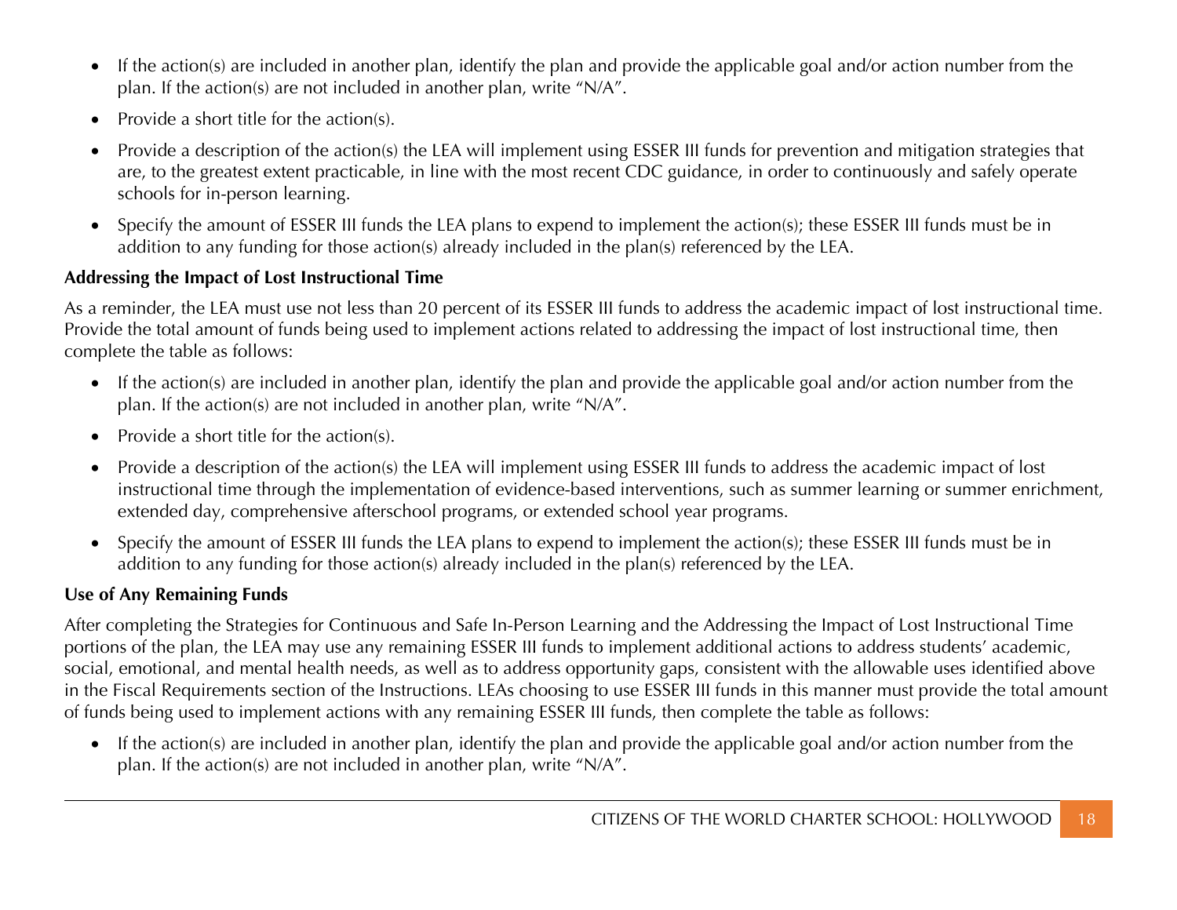- If the action(s) are included in another plan, identify the plan and provide the applicable goal and/or action number from the plan. If the action(s) are not included in another plan, write "N/A".
- Provide a short title for the action(s).
- Provide a description of the action(s) the LEA will implement using ESSER III funds for prevention and mitigation strategies that are, to the greatest extent practicable, in line with the most recent CDC guidance, in order to continuously and safely operate schools for in-person learning.
- Specify the amount of ESSER III funds the LEA plans to expend to implement the action(s); these ESSER III funds must be in addition to any funding for those action(s) already included in the plan(s) referenced by the LEA.

**Addressing the Impact of Lost Instructional Time**

As a reminder, the LEA must use not less than 20 percent of its ESSER III funds to address the academic impact of lost instructional time. Provide the total amount of funds being used to implement actions related to addressing the impact of lost instructional time, then complete the table as follows:

- If the action(s) are included in another plan, identify the plan and provide the applicable goal and/or action number from the plan. If the action(s) are not included in another plan, write "N/A".
- Provide a short title for the action(s).
- Provide a description of the action(s) the LEA will implement using ESSER III funds to address the academic impact of lost instructional time through the implementation of evidence-based interventions, such as summer learning or summer enrichment, extended day, comprehensive afterschool programs, or extended school year programs.
- Specify the amount of ESSER III funds the LEA plans to expend to implement the action(s); these ESSER III funds must be in addition to any funding for those action(s) already included in the plan(s) referenced by the LEA.

**Use of Any Remaining Funds**

After completing the Strategies for Continuous and Safe In-Person Learning and the Addressing the Impact of Lost Instructional Time portions of the plan, the LEA may use any remaining ESSER III funds to implement additional actions to address students' academic, social, emotional, and mental health needs, as well as to address opportunity gaps, consistent with the allowable uses identified above in the Fiscal Requirements section of the Instructions. LEAs choosing to use ESSER III funds in this manner must provide the total amount of funds being used to implement actions with any remaining ESSER III funds, then complete the table as follows:

- If the action(s) are included in another plan, identify the plan and provide the applicable goal and/or action number from the plan. If the action(s) are not included in another plan, write "N/A".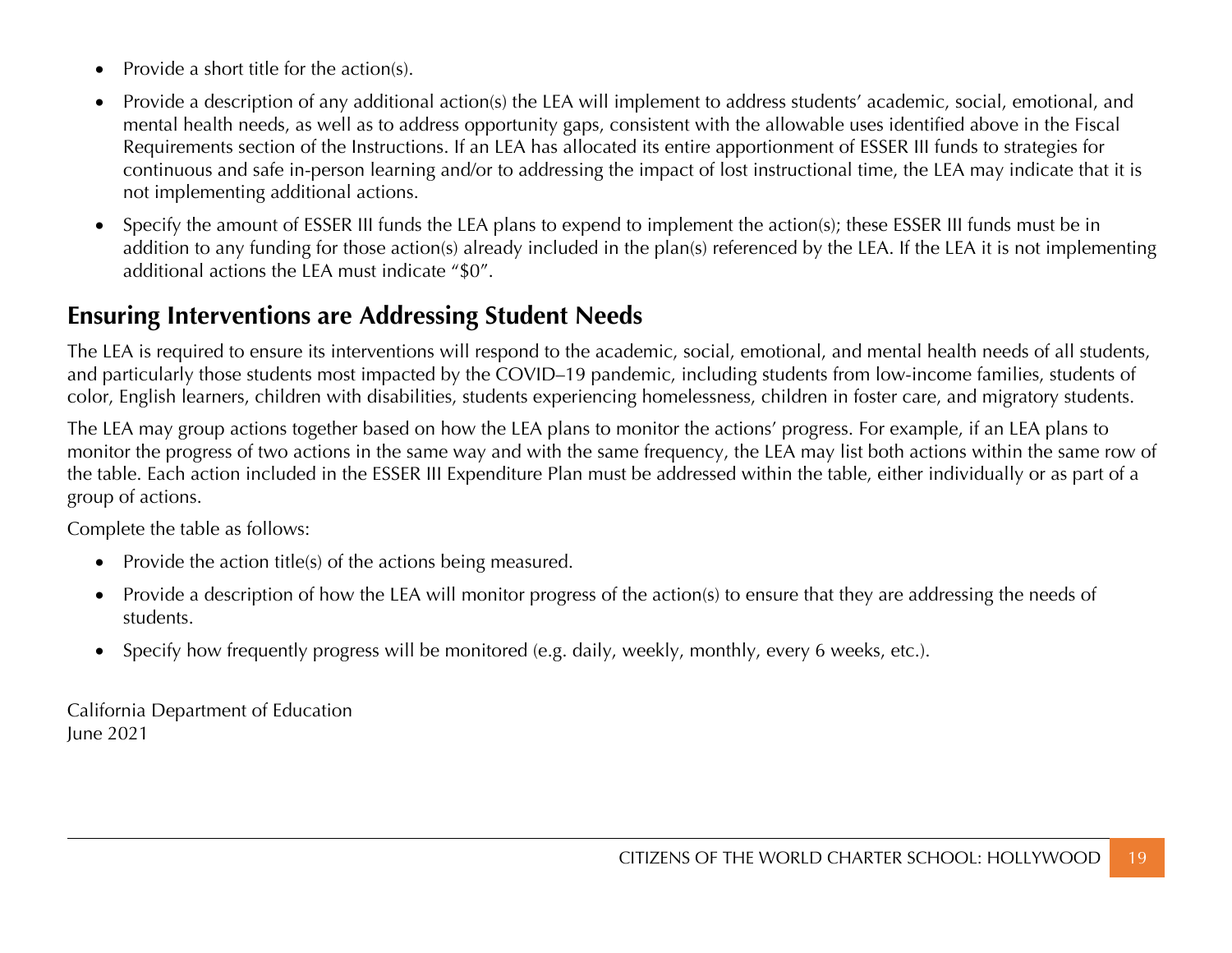- Provide a short title for the action(s).
- Provide a description of any additional action(s) the LEA will implement to address students' academic, social, emotional, and mental health needs, as well as to address opportunity gaps, consistent with the allowable uses identified above in the Fiscal Requirements section of the Instructions. If an LEA has allocated its entire apportionment of ESSER III funds to strategies for continuous and safe in-person learning and/or to addressing the impact of lost instructional time, the LEA may indicate that it is not implementing additional actions.
- Specify the amount of ESSER III funds the LEA plans to expend to implement the action(s); these ESSER III funds must be in addition to any funding for those action(s) already included in the plan(s) referenced by the LEA. If the LEA it is not implementing additional actions the LEA must indicate "$0".

## Ensuring Interventions are Addressing Student Needs

The LEA is required to ensure its interventions will respond to the academic, social, emotional, and mental health needs of all students, and particularly those students most impacted by the COVID–19 pandemic, including students from low-income families, students of color, English learners, children with disabilities, students experiencing homelessness, children in foster care, and migratory students.

The LEA may group actions together based on how the LEA plans to monitor the actions' progress. For example, if an LEA plans to monitor the progress of two actions in the same way and with the same frequency, the LEA may list both actions within the same row of the table. Each action included in the ESSER III Expenditure Plan must be addressed within the table, either individually or as part of a group of actions.

Complete the table as follows:

- Provide the action title(s) of the actions being measured.
- Provide a description of how the LEA will monitor progress of the action(s) to ensure that they are addressing the needs of students.
- Specify how frequently progress will be monitored (e.g. daily, weekly, monthly, every 6 weeks, etc.).

California Department of Education
June 2021